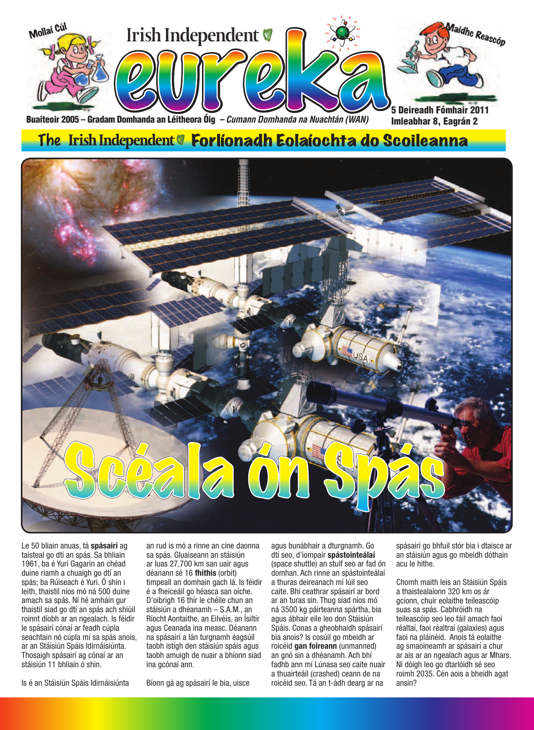Mollaí Cúl

# Irish Independent eureka

Maidhc Reascóp

Buaiteoir 2005 – Gradam Domhanda an Léitheora Óig – *Cumann Domhanda na Nuachtán (WAN)*

5 Deireadh Fómhair 2011
Imleabhar 8, Eagrán 2

## The Irish Independent Forlíonadh Eolaíochta do Scoileanna

# Scéala ón Spás

Le 50 bliain anuas, tá **spásairí** ag taisteal go dtí an spás. Sa bhliain 1961, ba é Yuri Gagarin an chéad duine riamh a chuaigh go dtí an spás; ba Rúiseach é Yuri. Ó shin i leith, thaistil níos mó ná 500 duine amach sa spás. Ní hé amháin gur thaistil siad go dtí an spás ach shiúil roinnt díobh ar an ngealach. Is féidir le spásairí cónaí ar feadh cúpla seachtain nó cúpla mí sa spás anois, ar an Stáisiún Spáis Idirnáisiúnta. Thosaigh spásairí ag cónaí ar an stáisiún 11 bhliain ó shin.

Is é an Stáisiún Spáis Idirnáisiúnta an rud is mó a rinne an cine daonna sa spás. Gluaiseann an stáisiún ar luas 27,700 km san uair agus déanann sé 16 **fhithis** (orbit) timpeall an domhain gach lá. Is féidir é a fheiceáil go héasca san oíche. D'oibrigh 16 thír le chéile chun an stáisiún a dhéanamh – S.A.M., an Ríocht Aontaithe, an Eilvéis, an Ísiltír agus Ceanada ina measc. Déanann na spásairí a lán turgnamh éagsúil taobh istigh den stáisiún spáis agus taobh amuigh de nuair a bhíonn siad ina gcónaí ann.

Bíonn gá ag spásairí le bia, uisce agus bunábhair a dturgnamh. Go dtí seo, d'iompair **spástointeálaí** (space shuttle) an stuif seo ar fad ón domhan. Ach rinne an spástointeálaí a thuras deireanach mí Iúil seo caite. Bhí ceathrar spásairí ar bord ar an turas sin. Thug siad níos mó ná 3500 kg páirteanna spártha, bia agus ábhair eile leo don Stáisiún Spáis. Conas a gheobhaidh spásairí bia anois? Is cosúil go mbeidh ar roicéid **gan foireann** (unmanned) an gnó sin a dhéanamh. Ach bhí fadhb ann mí Lúnasa seo caite nuair a thuairteáil (crashed) ceann de na roicéid seo. Tá an t-ádh dearg ar na spásairí go bhfuil stór bia i dtaisce ar an stáisiún agus go mbeidh dóthain acu le hithe.

Chomh maith leis an Stáisiún Spáis a thaistealaíonn 320 km os ár gcionn, chuir eolaithe teileascóip suas sa spás. Cabhróidh na teileascóip seo leo fáil amach faoi réaltaí, faoi réaltraí (galaxies) agus faoi na pláinéid. Anois tá eolaithe ag smaoineamh ar spásairí a chur ar ais ar an ngealach agus ar Mhars. Ní dóigh leo go dtarlóidh sé seo roimh 2035. Cén aois a bheidh agat ansin?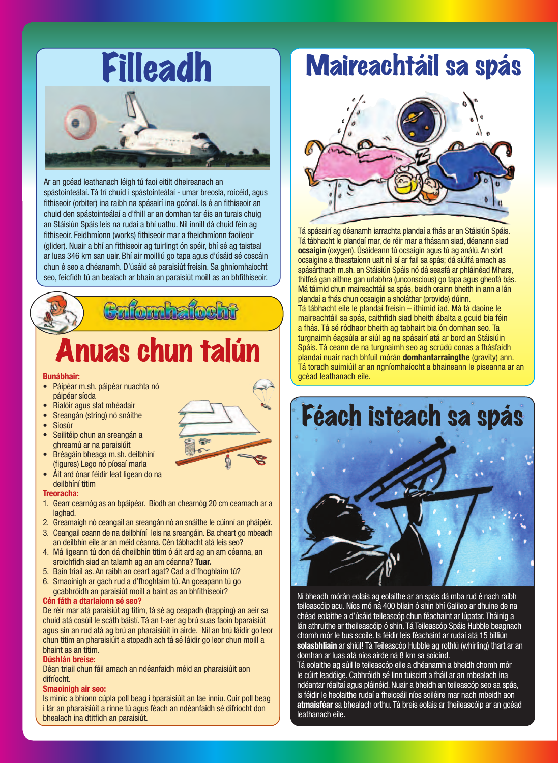# Filleadh

Ar an gcéad leathanach léigh tú faoi eitilt dheireanach an spástointeálaí. Tá trí chuid i spástointeálaí - umar breosla, roicéid, agus fithiseoir (orbiter) ina raibh na spásairí ina gcónaí. Is é an fithiseoir an chuid den spástointeálaí a d'fhill ar an domhan tar éis an turais chuig an Stáisiún Spáis leis na rudaí a bhí uathu. Níl innill dá chuid féin ag fithiseoir. Feidhmíonn (works) fithiseoir mar a fheidhmíonn faoileoir (glider). Nuair a bhí an fithiseoir ag tuirlingt ón spéir, bhí sé ag taisteal ar luas 346 km san uair. Bhí air moilliú go tapa agus d'úsáid sé coscáin chun é seo a dhéanamh. D'úsáid sé paraisiút freisin. Sa ghníomhaíocht seo, feicfidh tú an bealach ar bhain an paraisiút moill as an bhfithiseoir.

## Gníomhaíocht

# Anuas chun talún

**Bunábhair:**

- Páipéar m.sh. páipéar nuachta nó páipéar síoda
- Rialóir agus slat mhéadair
- Sreangán (string) nó snáithe
- Siosúr
- Seilitéip chun an sreangán a ghreamú ar na paraisiúit
- Bréagáin bheaga m.sh. deilbhíní (figures) Lego nó píosaí marla
- Áit ard ónar féidir leat ligean do na deilbhíní titim

**Treoracha:**

1. Gearr cearnóg as an bpáipéar. Bíodh an chearnóg 20 cm cearnach ar a laghad.
2. Greamaigh nó ceangail an sreangán nó an snáithe le cúinní an pháipéir.
3. Ceangail ceann de na deilbhíní leis na sreangáin. Ba cheart go mbeadh an deilbhín eile ar an méid céanna. Cén tábhacht atá leis seo?
4. Má ligeann tú don dá dheilbhín titim ó áit ard ag an am céanna, an sroichfidh siad an talamh ag an am céanna? **Tuar.**
5. Bain triail as. An raibh an ceart agat? Cad a d'fhoghlaim tú?
6. Smaoinigh ar gach rud a d'fhoghlaim tú. An gceapann tú go gcabhróidh an paraisiút moill a baint as an bhfithiseoir?

**Cén fáth a dtarlaíonn sé seo?**

De réir mar atá paraisiút ag titim, tá sé ag ceapadh (trapping) an aeir sa chuid atá cosúil le scáth báistí. Tá an t-aer ag brú suas faoin bparaisiút agus sin an rud atá ag brú an pharaisiúit in airde. Níl an brú láidir go leor chun titim an pharaisiúit a stopadh ach tá sé láidir go leor chun moill a bhaint as an titim.

**Dúshlán breise:**

Déan triail chun fáil amach an ndéanfaidh méid an pharaisiúit aon difríocht.

**Smaoinigh air seo:**

Is minic a bhíonn cúpla poll beag i bparaisiúit an lae inniu. Cuir poll beag i lár an pharaisiúit a rinne tú agus féach an ndéanfaidh sé difríocht don bhealach ina dtitfidh an paraisiút.

# Maireachtáil sa spás

Tá spásairí ag déanamh iarrachta plandaí a fhás ar an Stáisiún Spáis. Tá tábhacht le plandaí mar, de réir mar a fhásann siad, déanann siad **ocsaigin** (oxygen). Úsáideann tú ocsaigin agus tú ag análú. An sórt ocsaigine a theastaíonn uait níl sí ar fail sa spás; dá siúlfá amach as spásárthach m.sh. an Stáisiún Spáis nó dá seasfá ar phláinéad Mhars, thitfeá gan aithne gan urlabhra (unconscious) go tapa agus gheofá bás. Má táimid chun maireachtáil sa spás, beidh orainn bheith in ann a lán plandaí a fhás chun ocsaigin a sholáthar (provide) dúinn.

Tá tábhacht eile le plandaí freisin – ithimid iad. Má tá daoine le maireachtáil sa spás, caithfidh siad bheith ábalta a gcuid bia féin a fhás. Tá sé ródhaor bheith ag tabhairt bia ón domhan seo. Ta turgnaimh éagsúla ar siúl ag na spásairí atá ar bord an Stáisiúin Spáis. Tá ceann de na turgnaimh seo ag scrúdú conas a fhásfaidh plandaí nuair nach bhfuil mórán **domhantarraingthe** (gravity) ann. Tá toradh suimiúil ar an ngníomhaíocht a bhaineann le piseanna ar an gcéad leathanach eile.

# Féach isteach sa spás

Ní bheadh mórán eolais ag eolaithe ar an spás dá mba rud é nach raibh teileascóip acu. Níos mó ná 400 bliain ó shin bhí Galileo ar dhuine de na chéad eolaithe a d'úsáid teileascóp chun féachaint ar Iúpatar. Tháinig a lán athruithe ar theileascóip ó shin. Tá Teileascóp Spáis Hubble beagnach chomh mór le bus scoile. Is féidir leis féachaint ar rudaí atá 15 billiún **solasbhliain** ar shiúl! Tá Teileascóp Hubble ag rothlú (whirling) thart ar an domhan ar luas atá níos airde ná 8 km sa soicind.

Tá eolaithe ag súil le teileascóp eile a dhéanamh a bheidh chomh mór le cúirt leadóige. Cabhróidh sé linn tuiscint a fháil ar an mbealach ina ndéantar réaltaí agus pláinéid. Nuair a bheidh an teileascóp seo sa spás, is féidir le heolaithe rudaí a fheiceáil níos soiléire mar nach mbeidh aon **atmaisféar** sa bhealach orthu. Tá breis eolais ar theileascóip ar an gcéad leathanach eile.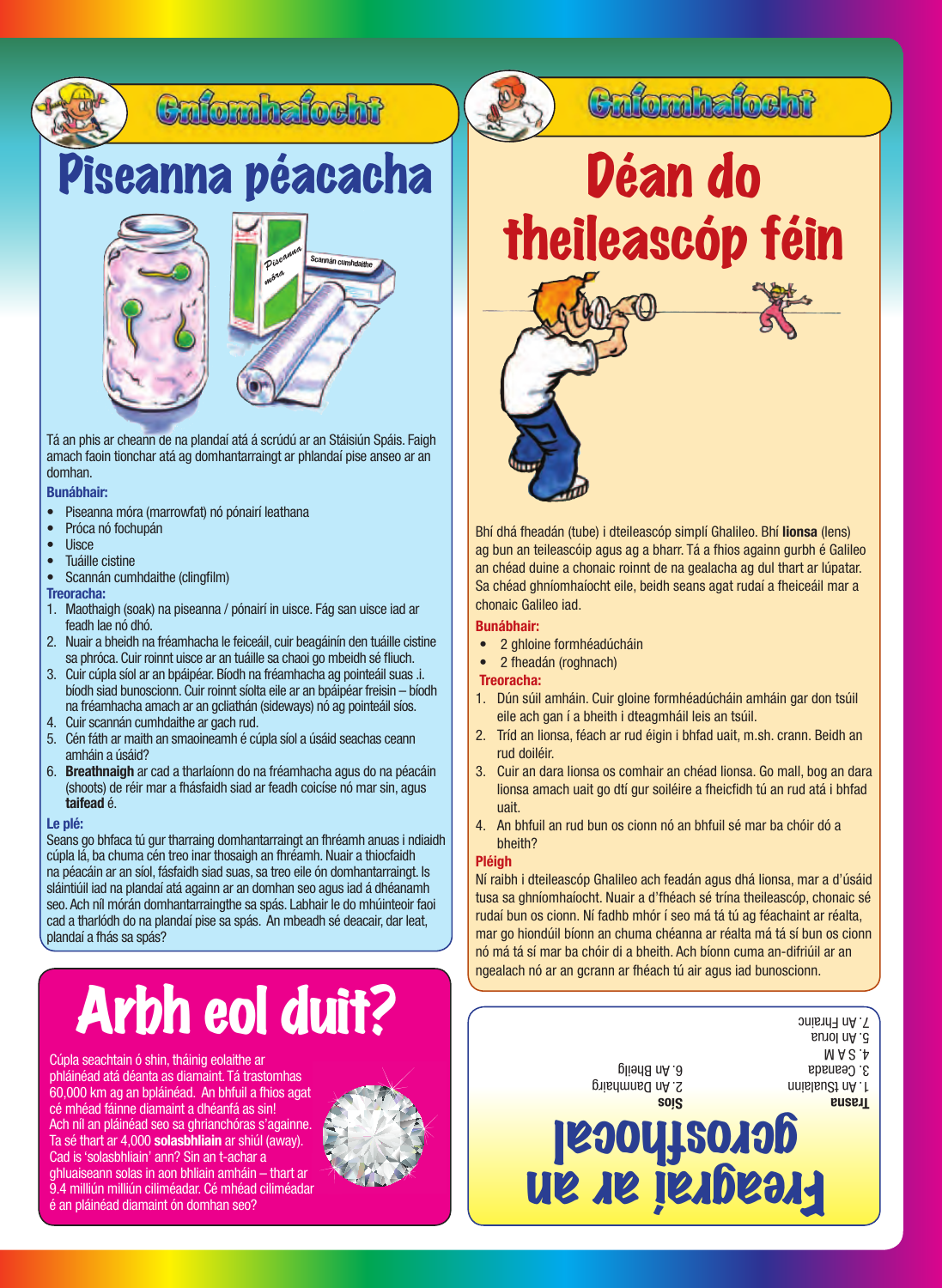## Gníomhaíocht

# Piseanna péacacha

Tá an phis ar cheann de na plandaí atá á scrúdú ar an Stáisiún Spáis. Faigh amach faoin tionchar atá ag domhantarraingt ar phlandaí pise anseo ar an domhan.

**Bunábhair:**

- Piseanna móra (marrowfat) nó pónairí leathana
- Próca nó fochupán
- Uisce
- Tuáille cistine
- Scannán cumhdaithe (clingfilm)

**Treoracha:**

1. Maothaigh (soak) na piseanna / pónairí in uisce. Fág san uisce iad ar feadh lae nó dhó.
2. Nuair a bheidh na fréamhacha le feiceáil, cuir beagáinín den tuáille cistine sa phróca. Cuir roinnt uisce ar an tuáille sa chaoi go mbeidh sé fliuch.
3. Cuir cúpla síol ar an bpáipéar. Bíodh na fréamhacha ag pointeáil suas .i. bíodh siad bunoscionn. Cuir roinnt síolta eile ar an bpáipéar freisin – bíodh na fréamhacha amach ar an gcliathán (sideways) nó ag pointeáil síos.
4. Cuir scannán cumhdaithe ar gach rud.
5. Cén fáth ar maith an smaoineamh é cúpla síol a úsáid seachas ceann amháin a úsáid?
6. **Breathnaigh** ar cad a tharlaíonn do na fréamhacha agus do na péacáin (shoots) de réir mar a fhásfaidh siad ar feadh coicíse nó mar sin, agus **taifead** é.

**Le plé:**

Seans go bhfaca tú gur tharraing domhantarraingt an fhréamh anuas i ndiaidh cúpla lá, ba chuma cén treo inar thosaigh an fhréamh. Nuair a thiocfaidh na péacáin ar an síol, fásfaidh siad suas, sa treo eile ón domhantarraingt. Is sláintiúil iad na plandaí atá againn ar an domhan seo agus iad á dhéanamh seo. Ach níl mórán domhantarraingthe sa spás. Labhair le do mhúinteoir faoi cad a tharlódh do na plandaí pise sa spás. An mbeadh sé deacair, dar leat, plandaí a fhás sa spás?

# Arbh eol duit?

Cúpla seachtain ó shin, tháinig eolaithe ar phláinéad atá déanta as diamaint. Tá trastomhas 60,000 km ag an bpláinéad. An bhfuil a fhios agat cé mhéad fáinne diamaint a dhéanfá as sin! Ach níl an pláinéad seo sa ghrianchóras s'againne. Ta sé thart ar 4,000 **solasbhliain** ar shiúl (away). Cad is 'solasbhliain' ann? Sin an t-achar a ghluaiseann solas in aon bhliain amháin – thart ar 9.4 milliún milliún ciliméadar. Cé mhéad ciliméadar é an pláinéad diamaint ón domhan seo?

## Gníomhaíocht

# Déan do theileascóp féin

Bhí dhá fheadán (tube) i dteileascóp simplí Ghalileo. Bhí **lionsa** (lens) ag bun an teileascóip agus ag a bharr. Tá a fhios againn gurbh é Galileo an chéad duine a chonaic roinnt de na gealacha ag dul thart ar Iúpatar. Sa chéad ghníomhaíocht eile, beidh seans agat rudaí a fheiceáil mar a chonaic Galileo iad.

**Bunábhair:**

- 2 ghloine formhéadúcháin
- 2 fheadán (roghnach)

**Treoracha:**

1. Dún súil amháin. Cuir gloine formhéadúcháin amháin gar don tsúil eile ach gan í a bheith i dteagmháil leis an tsúil.
2. Tríd an lionsa, féach ar rud éigin i bhfad uait, m.sh. crann. Beidh an rud doiléir.
3. Cuir an dara lionsa os comhair an chéad lionsa. Go mall, bog an dara lionsa amach uait go dtí gur soiléire a fheicfidh tú an rud atá i bhfad uait.
4. An bhfuil an rud bun os cionn nó an bhfuil sé mar ba chóir dó a bheith?

**Pléigh**

Ní raibh i dteileascóp Ghalileo ach feadán agus dhá lionsa, mar a d'úsáid tusa sa ghníomhaíocht. Nuair a d'fhéach sé trína theileascóp, chonaic sé rudaí bun os cionn. Ní fadhb mhór í seo má tá tú ag féachaint ar réalta, mar go hiondúil bíonn an chuma chéanna ar réalta má tá sí bun os cionn nó má tá sí mar ba chóir di a bheith. Ach bíonn cuma an-difriúil ar an ngealach nó ar an gcrann ar fhéach tú air agus iad bunoscionn.

# Freagraí ar an gcrosfhocal

**Trasna**

1. An tSualainn
3. Ceanada
4. S A M
5. An Iorua
7. An Fhrainc

**Síos**

2. An Danmhairg
6. An Bheilg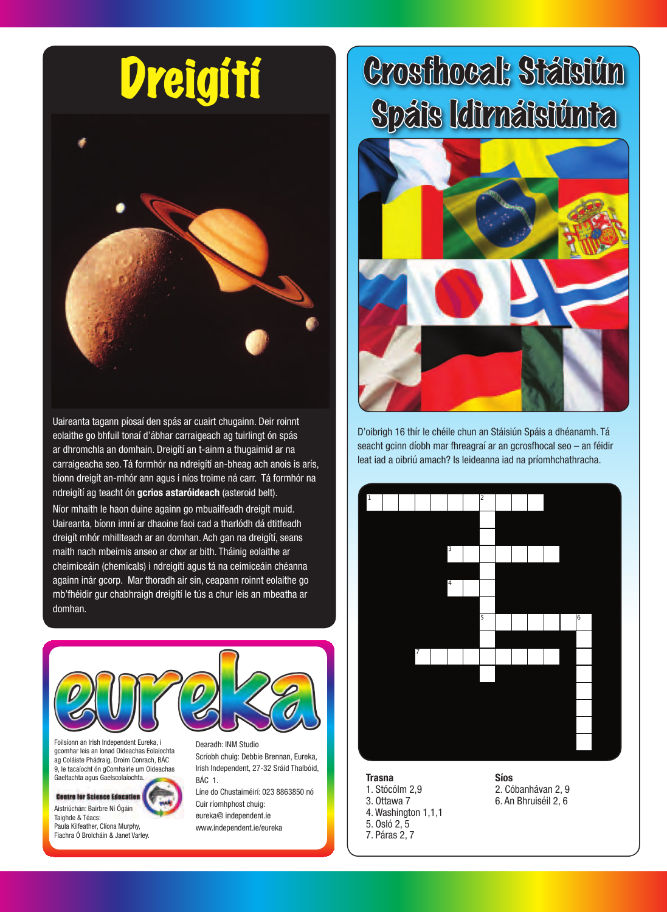# Dreigítí

Uaireanta tagann píosaí den spás ar cuairt chugainn. Deir roinnt eolaithe go bhfuil tonaí d'ábhar carraigeach ag tuirlingt ón spás ar dhromchla an domhain. Dreigítí an t-ainm a thugaimid ar na carraigeacha seo. Tá formhór na ndreigítí an-bheag ach anois is arís, bíonn dreigít an-mhór ann agus í níos troime ná carr. Tá formhór na ndreigítí ag teacht ón **gcrios astaróideach** (asteroid belt).

Níor mhaith le haon duine againn go mbuailfeadh dreigít muid. Uaireanta, bíonn imní ar dhaoine faoi cad a tharlódh dá dtitfeadh dreigít mhór mhillteach ar an domhan. Ach gan na dreigítí, seans maith nach mbeimis anseo ar chor ar bith. Tháinig eolaithe ar cheimiceáin (chemicals) i ndreigítí agus tá na ceimiceáin chéanna againn inár gcorp. Mar thoradh air sin, ceapann roinnt eolaithe go mb'fhéidir gur chabhraigh dreigítí le tús a chur leis an mbeatha ar domhan.

# eureka

Foilsíonn an Irish Independent Eureka, i gcomhar leis an Ionad Oideachas Eolaíochta ag Coláiste Phádraig, Droim Conrach, BÁC 9, le tacaíocht ón gComhairle um Oideachas Gaeltachta agus Gaelscolaíochta.

**Centre for Science Education**

Aistriúchán: Bairbre Ní Ógáin

Taighde & Téacs: Paula Kilfeather, Clíona Murphy, Fiachra Ó Brolcháin & Janet Varley.

Dearadh: INM Studio

Scríobh chuig: Debbie Brennan, Eureka, Irish Independent, 27-32 Sráid Thalbóid, BÁC 1.

Líne do Chustaiméirí: 023 8863850 nó

Cuir ríomhphost chuig: eureka@ independent.ie

www.independent.ie/eureka

# Crosfhocal: Stáisiún Spáis Idirnáisiúnta

D'oibrigh 16 thír le chéile chun an Stáisiún Spáis a dhéanamh. Tá seacht gcinn díobh mar fhreagraí ar an gcrosfhocal seo – an féidir leat iad a oibriú amach? Is leideanna iad na príomhchathracha.

**Trasna**

1. Stócólm 2,9
3. Ottawa 7
4. Washington 1,1,1
5. Osló 2, 5
7. Páras 2, 7

**Síos**

2. Cóbanhávan 2, 9
6. An Bhruiséil 2, 6